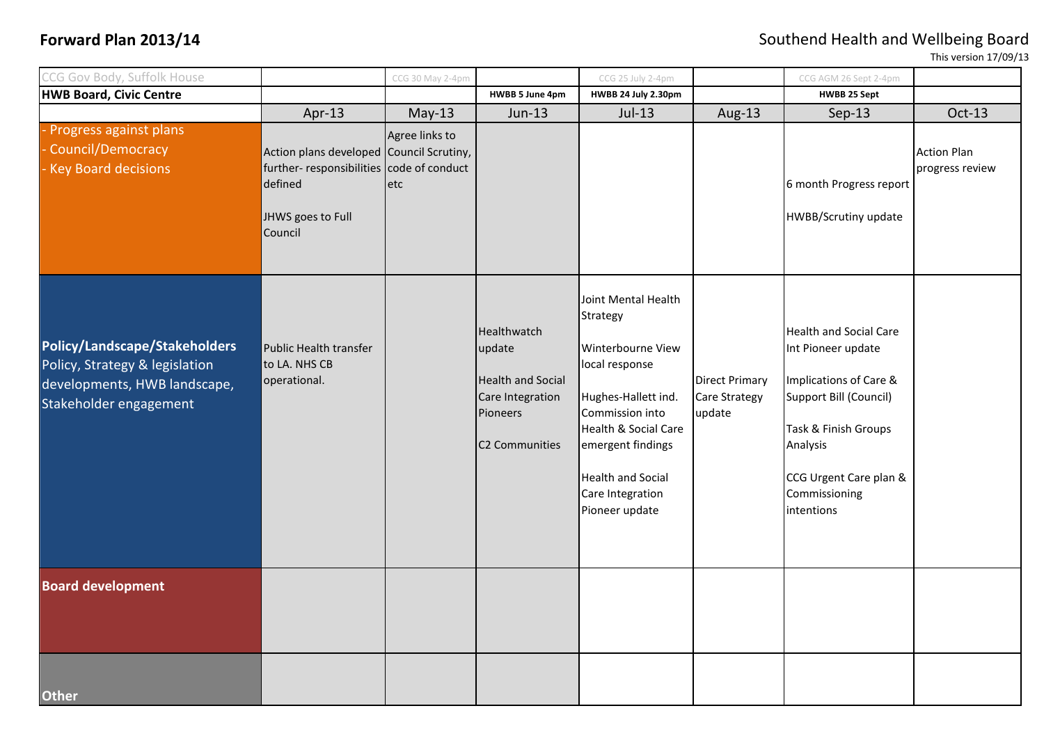# Forward Plan 2013/14

## Southend Health and Wellbeing Board

This version 17/09/13

| CCG Gov Body, Suffolk House | | CCG 30 May 2-4pm | | CCG 25 July 2-4pm | | CCG AGM 26 Sept 2-4pm | |
|---|---|---|---|---|---|---|---|
| **HWB Board, Civic Centre** | | | **HWBB 5 June 4pm** | **HWBB 24 July 2.30pm** | | **HWBB 25 Sept** | |
| | Apr-13 | May-13 | Jun-13 | Jul-13 | Aug-13 | Sep-13 | Oct-13 |
| - Progress against plans<br>- Council/Democracy<br>- Key Board decisions | Action plans developed further- responsibilities defined<br><br>JHWS goes to Full Council | Agree links to Council Scrutiny, code of conduct etc | | | | 6 month Progress report<br><br>HWBB/Scrutiny update | Action Plan progress review |
| **Policy/Landscape/Stakeholders**<br>Policy, Strategy & legislation developments, HWB landscape, Stakeholder engagement | Public Health transfer to LA. NHS CB operational. | | Healthwatch update<br><br>Health and Social Care Integration Pioneers<br><br>C2 Communities | Joint Mental Health Strategy<br><br>Winterbourne View local response<br><br>Hughes-Hallett ind. Commission into Health & Social Care emergent findings<br><br>Health and Social Care Integration Pioneer update | Direct Primary Care Strategy update | Health and Social Care Int Pioneer update<br><br>Implications of Care & Support Bill (Council)<br><br>Task & Finish Groups Analysis<br><br>CCG Urgent Care plan & Commissioning intentions | |
| **Board development** | | | | | | | |
| **Other** | | | | | | | |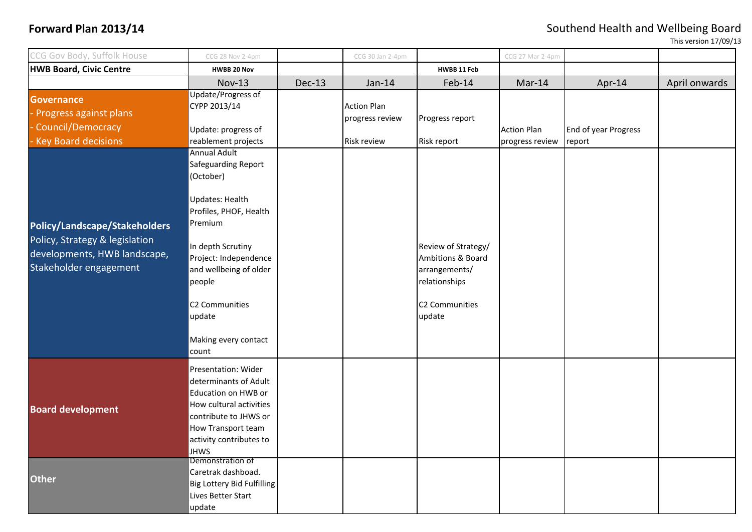**Forward Plan 2013/14**

Southend Health and Wellbeing Board

This version 17/09/13

| | | | | | | | |
|---|---|---|---|---|---|---|---|
| CCG Gov Body, Suffolk House | CCG 28 Nov 2-4pm | | CCG 30 Jan 2-4pm | | CCG 27 Mar 2-4pm | | |
| **HWB Board, Civic Centre** | **HWBB 20 Nov** | | | **HWBB 11 Feb** | | | |
| | Nov-13 | Dec-13 | Jan-14 | Feb-14 | Mar-14 | Apr-14 | April onwards |
| **Governance**<br>- Progress against plans<br>- Council/Democracy<br>- Key Board decisions | Update/Progress of CYPP 2013/14<br><br>Update: progress of reablement projects | | Action Plan progress review<br><br>Risk review | Progress report<br><br>Risk report | Action Plan progress review | End of year Progress report | |
| **Policy/Landscape/Stakeholders**<br>Policy, Strategy & legislation developments, HWB landscape, Stakeholder engagement | Annual Adult Safeguarding Report (October)<br><br>Updates: Health Profiles, PHOF, Health Premium<br><br>In depth Scrutiny Project: Independence and wellbeing of older people<br><br>C2 Communities update<br><br>Making every contact count | | | Review of Strategy/ Ambitions & Board arrangements/ relationships<br><br>C2 Communities update | | | |
| **Board development** | Presentation: Wider determinants of Adult Education on HWB or How cultural activities contribute to JHWS or How Transport team activity contributes to JHWS | | | | | | |
| **Other** | Demonstration of Caretrak dashboad.<br>Big Lottery Bid Fulfilling Lives Better Start update | | | | | | |